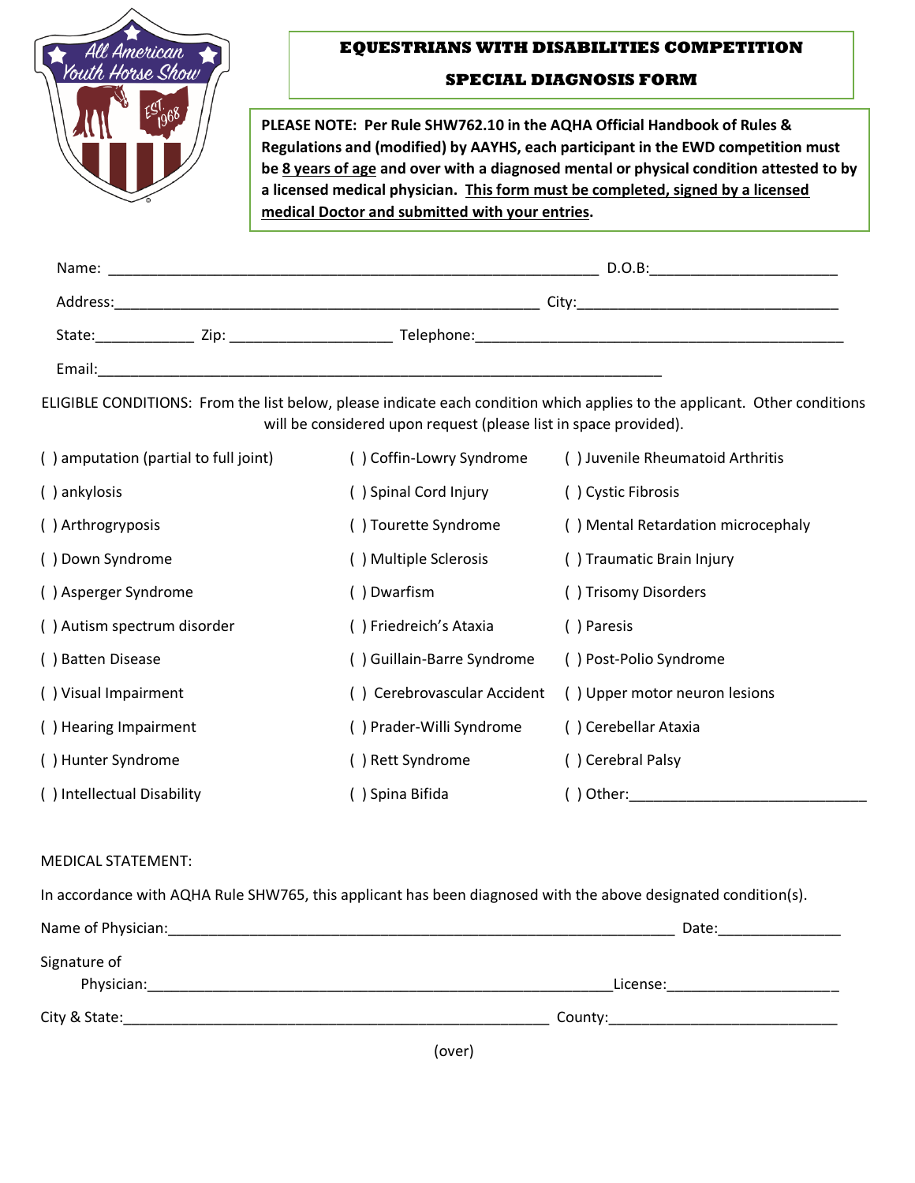# EQUESTRIANS WITH DISABILITIES COMPETITION

## SPECIAL DIAGNOSIS FORM

**PLEASE NOTE: Per Rule SHW762.10 in the AQHA Official Handbook of Rules & Regulations and (modified) by AAYHS, each participant in the EWD competition must be 8 years of age and over with a diagnosed mental or physical condition attested to by a licensed medical physician. This form must be completed, signed by a licensed medical Doctor and submitted with your entries.**

Name: ____________________________________________________________ D.O.B:_______________________

Address:____________________________________________________ City:________________________________

State:____________ Zip: ____________________ Telephone:_____________________________________________

Email:______________________________________________________________________

ELIGIBLE CONDITIONS: From the list below, please indicate each condition which applies to the applicant. Other conditions will be considered upon request (please list in space provided).

| | | |
|---|---|---|
| ( ) amputation (partial to full joint) | ( ) Coffin-Lowry Syndrome | ( ) Juvenile Rheumatoid Arthritis |
| ( ) ankylosis | ( ) Spinal Cord Injury | ( ) Cystic Fibrosis |
| ( ) Arthrogryposis | ( ) Tourette Syndrome | ( ) Mental Retardation microcephaly |
| ( ) Down Syndrome | ( ) Multiple Sclerosis | ( ) Traumatic Brain Injury |
| ( ) Asperger Syndrome | ( ) Dwarfism | ( ) Trisomy Disorders |
| ( ) Autism spectrum disorder | ( ) Friedreich's Ataxia | ( ) Paresis |
| ( ) Batten Disease | ( ) Guillain-Barre Syndrome | ( ) Post-Polio Syndrome |
| ( ) Visual Impairment | ( ) Cerebrovascular Accident | ( ) Upper motor neuron lesions |
| ( ) Hearing Impairment | ( ) Prader-Willi Syndrome | ( ) Cerebellar Ataxia |
| ( ) Hunter Syndrome | ( ) Rett Syndrome | ( ) Cerebral Palsy |
| ( ) Intellectual Disability | ( ) Spina Bifida | ( ) Other:____________________________ |

MEDICAL STATEMENT:

In accordance with AQHA Rule SHW765, this applicant has been diagnosed with the above designated condition(s).

Name of Physician:______________________________________________________________ Date:_______________

Signature of Physician:__________________________________________________________License:_____________________

City & State:____________________________________________________ County:____________________________

(over)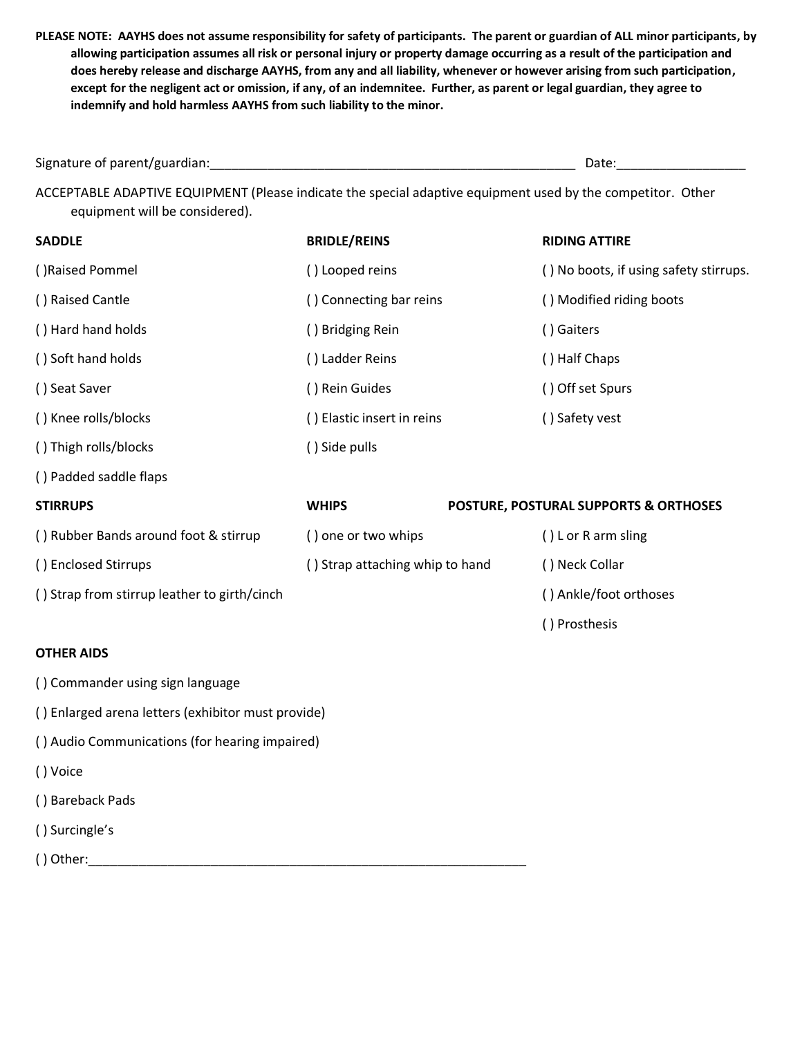**PLEASE NOTE: AAYHS does not assume responsibility for safety of participants. The parent or guardian of ALL minor participants, by allowing participation assumes all risk or personal injury or property damage occurring as a result of the participation and does hereby release and discharge AAYHS, from any and all liability, whenever or however arising from such participation, except for the negligent act or omission, if any, of an indemnitee. Further, as parent or legal guardian, they agree to indemnify and hold harmless AAYHS from such liability to the minor.**

Signature of parent/guardian:_____________________________________________________ Date:__________________

ACCEPTABLE ADAPTIVE EQUIPMENT (Please indicate the special adaptive equipment used by the competitor. Other equipment will be considered).

**SADDLE**

( )Raised Pommel

( ) Raised Cantle

( ) Hard hand holds

( ) Soft hand holds

( ) Seat Saver

( ) Knee rolls/blocks

( ) Thigh rolls/blocks

( ) Padded saddle flaps

**BRIDLE/REINS**

( ) Looped reins

( ) Connecting bar reins

( ) Bridging Rein

( ) Ladder Reins

( ) Rein Guides

( ) Elastic insert in reins

( ) Side pulls

**RIDING ATTIRE**

( ) No boots, if using safety stirrups.

( ) Modified riding boots

( ) Gaiters

( ) Half Chaps

( ) Off set Spurs

( ) Safety vest

**STIRRUPS**

( ) Rubber Bands around foot & stirrup

( ) Enclosed Stirrups

( ) Strap from stirrup leather to girth/cinch

**WHIPS**

( ) one or two whips

( ) Strap attaching whip to hand

**POSTURE, POSTURAL SUPPORTS & ORTHOSES**

( ) L or R arm sling

( ) Neck Collar

( ) Ankle/foot orthoses

( ) Prosthesis

**OTHER AIDS**

( ) Commander using sign language

( ) Enlarged arena letters (exhibitor must provide)

( ) Audio Communications (for hearing impaired)

( ) Voice

( ) Bareback Pads

( ) Surcingle's

( ) Other:_________________________________________________________________